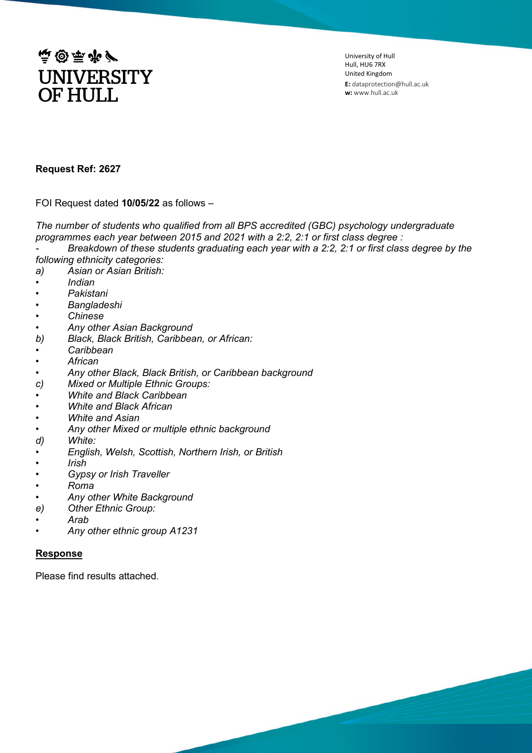UNIVERSITY OF HULL

University of Hull
Hull, HU6 7RX
United Kingdom
**E:** dataprotection@hull.ac.uk
**w:** www.hull.ac.uk

**Request Ref: 2627**

FOI Request dated **10/05/22** as follows –

*The number of students who qualified from all BPS accredited (GBC) psychology undergraduate programmes each year between 2015 and 2021 with a 2:2, 2:1 or first class degree :*

*- Breakdown of these students graduating each year with a 2:2, 2:1 or first class degree by the following ethnicity categories:*

*a) Asian or Asian British:*
- *Indian*
- *Pakistani*
- *Bangladeshi*
- *Chinese*
- *Any other Asian Background*

*b) Black, Black British, Caribbean, or African:*
- *Caribbean*
- *African*
- *Any other Black, Black British, or Caribbean background*

*c) Mixed or Multiple Ethnic Groups:*
- *White and Black Caribbean*
- *White and Black African*
- *White and Asian*
- *Any other Mixed or multiple ethnic background*

*d) White:*
- *English, Welsh, Scottish, Northern Irish, or British*
- *Irish*
- *Gypsy or Irish Traveller*
- *Roma*
- *Any other White Background*

*e) Other Ethnic Group:*
- *Arab*
- *Any other ethnic group A1231*

## Response

Please find results attached.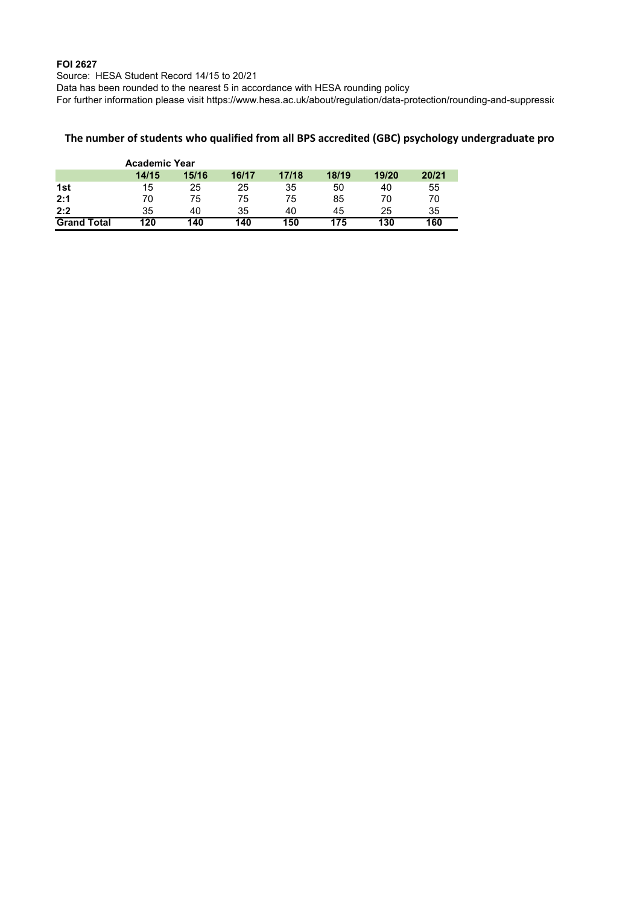**FOI 2627**

Source: HESA Student Record 14/15 to 20/21

Data has been rounded to the nearest 5 in accordance with HESA rounding policy

For further information please visit https://www.hesa.ac.uk/about/regulation/data-protection/rounding-and-suppressio

**The number of students who qualified from all BPS accredited (GBC) psychology undergraduate pro**

| | Academic Year | | | | | | |
|---|---|---|---|---|---|---|---|
| | 14/15 | 15/16 | 16/17 | 17/18 | 18/19 | 19/20 | 20/21 |
| **1st** | 15 | 25 | 25 | 35 | 50 | 40 | 55 |
| **2:1** | 70 | 75 | 75 | 75 | 85 | 70 | 70 |
| **2:2** | 35 | 40 | 35 | 40 | 45 | 25 | 35 |
| **Grand Total** | **120** | **140** | **140** | **150** | **175** | **130** | **160** |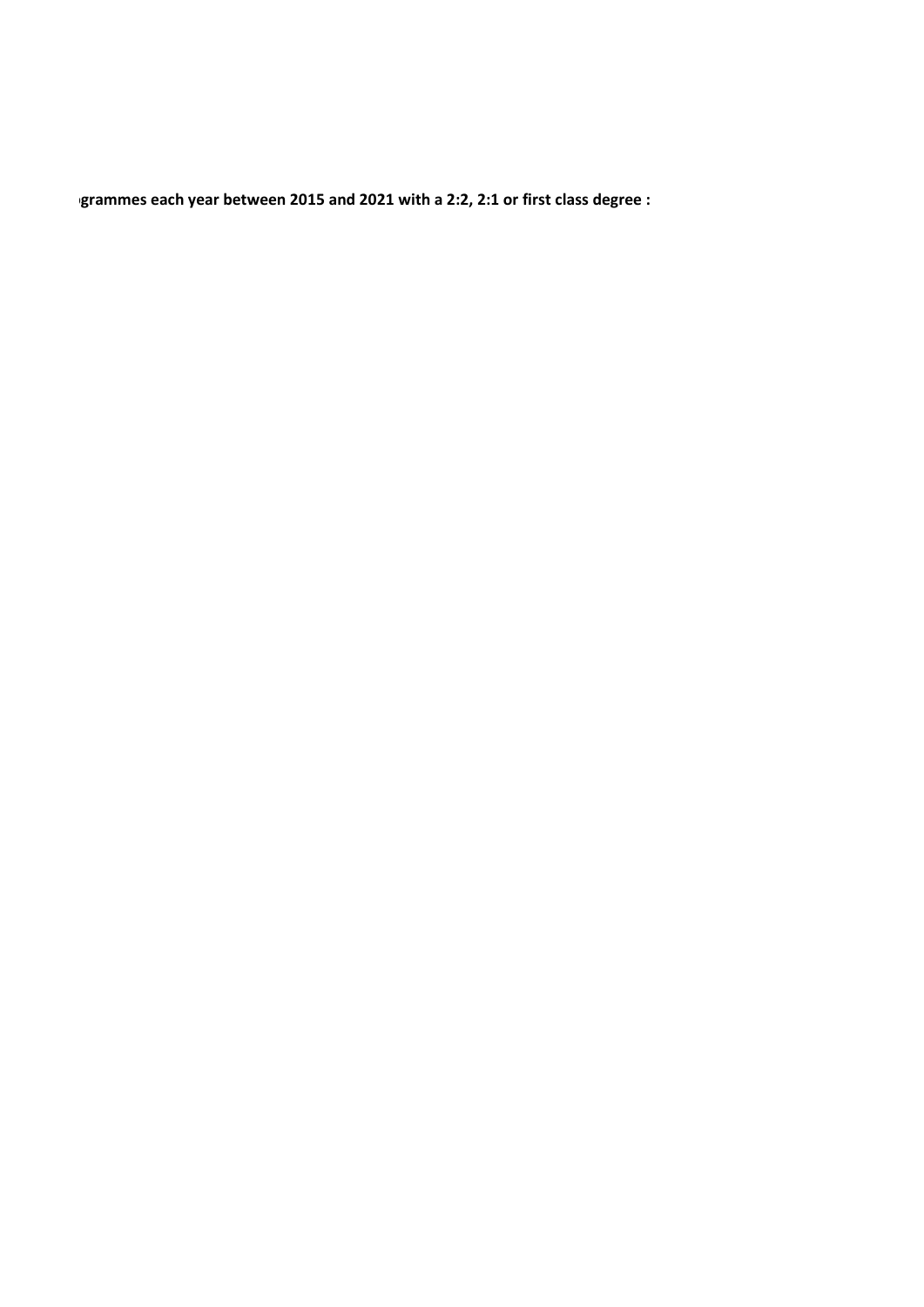**grammes each year between 2015 and 2021 with a 2:2, 2:1 or first class degree :**